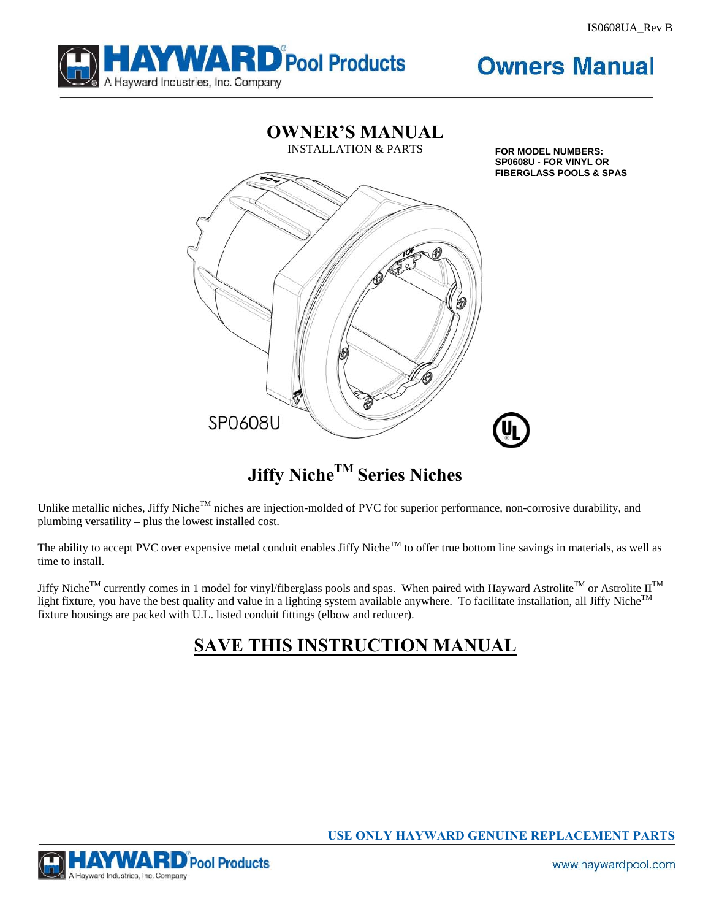IS0608UA_Rev B

HAYWARD® Pool Products
A Hayward Industries, Inc. Company

**Owners Manual**

# OWNER'S MANUAL

INSTALLATION & PARTS

**FOR MODEL NUMBERS:**
**SP0608U - FOR VINYL OR FIBERGLASS POOLS & SPAS**

SP0608U

# Jiffy Niche™ Series Niches

Unlike metallic niches, Jiffy Niche™ niches are injection-molded of PVC for superior performance, non-corrosive durability, and plumbing versatility – plus the lowest installed cost.

The ability to accept PVC over expensive metal conduit enables Jiffy Niche™ to offer true bottom line savings in materials, as well as time to install.

Jiffy Niche™ currently comes in 1 model for vinyl/fiberglass pools and spas. When paired with Hayward Astrolite™ or Astrolite II™ light fixture, you have the best quality and value in a lighting system available anywhere. To facilitate installation, all Jiffy Niche™ fixture housings are packed with U.L. listed conduit fittings (elbow and reducer).

## SAVE THIS INSTRUCTION MANUAL

**USE ONLY HAYWARD GENUINE REPLACEMENT PARTS**

www.haywardpool.com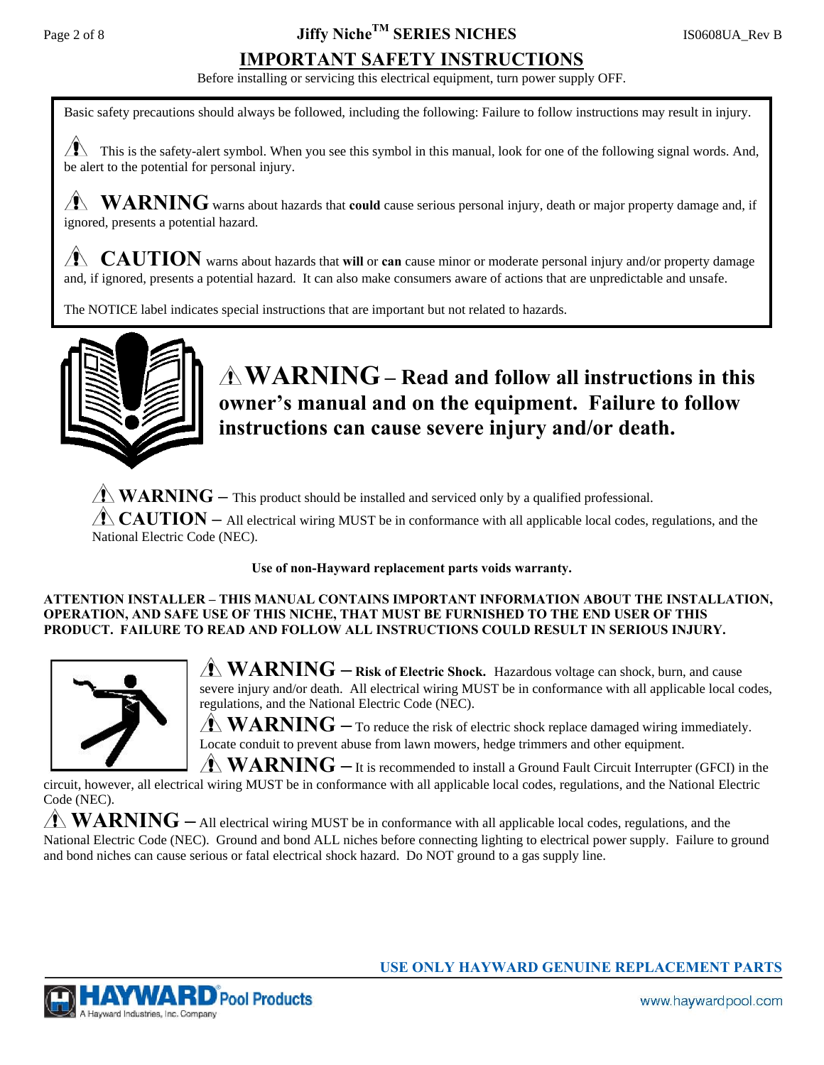# IMPORTANT SAFETY INSTRUCTIONS

Before installing or servicing this electrical equipment, turn power supply OFF.

Basic safety precautions should always be followed, including the following: Failure to follow instructions may result in injury.

⚠ This is the safety-alert symbol. When you see this symbol in this manual, look for one of the following signal words. And, be alert to the potential for personal injury.

⚠ **WARNING** warns about hazards that **could** cause serious personal injury, death or major property damage and, if ignored, presents a potential hazard.

⚠ **CAUTION** warns about hazards that **will** or **can** cause minor or moderate personal injury and/or property damage and, if ignored, presents a potential hazard. It can also make consumers aware of actions that are unpredictable and unsafe.

The NOTICE label indicates special instructions that are important but not related to hazards.

**⚠ WARNING – Read and follow all instructions in this owner's manual and on the equipment. Failure to follow instructions can cause severe injury and/or death.**

⚠ **WARNING** – This product should be installed and serviced only by a qualified professional.

⚠ **CAUTION** – All electrical wiring MUST be in conformance with all applicable local codes, regulations, and the National Electric Code (NEC).

**Use of non-Hayward replacement parts voids warranty.**

**ATTENTION INSTALLER – THIS MANUAL CONTAINS IMPORTANT INFORMATION ABOUT THE INSTALLATION, OPERATION, AND SAFE USE OF THIS NICHE, THAT MUST BE FURNISHED TO THE END USER OF THIS PRODUCT. FAILURE TO READ AND FOLLOW ALL INSTRUCTIONS COULD RESULT IN SERIOUS INJURY.**

⚠ **WARNING – Risk of Electric Shock.** Hazardous voltage can shock, burn, and cause severe injury and/or death. All electrical wiring MUST be in conformance with all applicable local codes, regulations, and the National Electric Code (NEC).

⚠ **WARNING** – To reduce the risk of electric shock replace damaged wiring immediately. Locate conduit to prevent abuse from lawn mowers, hedge trimmers and other equipment.

⚠ **WARNING** – It is recommended to install a Ground Fault Circuit Interrupter (GFCI) in the circuit, however, all electrical wiring MUST be in conformance with all applicable local codes, regulations, and the National Electric Code (NEC).

⚠ **WARNING** – All electrical wiring MUST be in conformance with all applicable local codes, regulations, and the National Electric Code (NEC). Ground and bond ALL niches before connecting lighting to electrical power supply. Failure to ground and bond niches can cause serious or fatal electrical shock hazard. Do NOT ground to a gas supply line.

**USE ONLY HAYWARD GENUINE REPLACEMENT PARTS**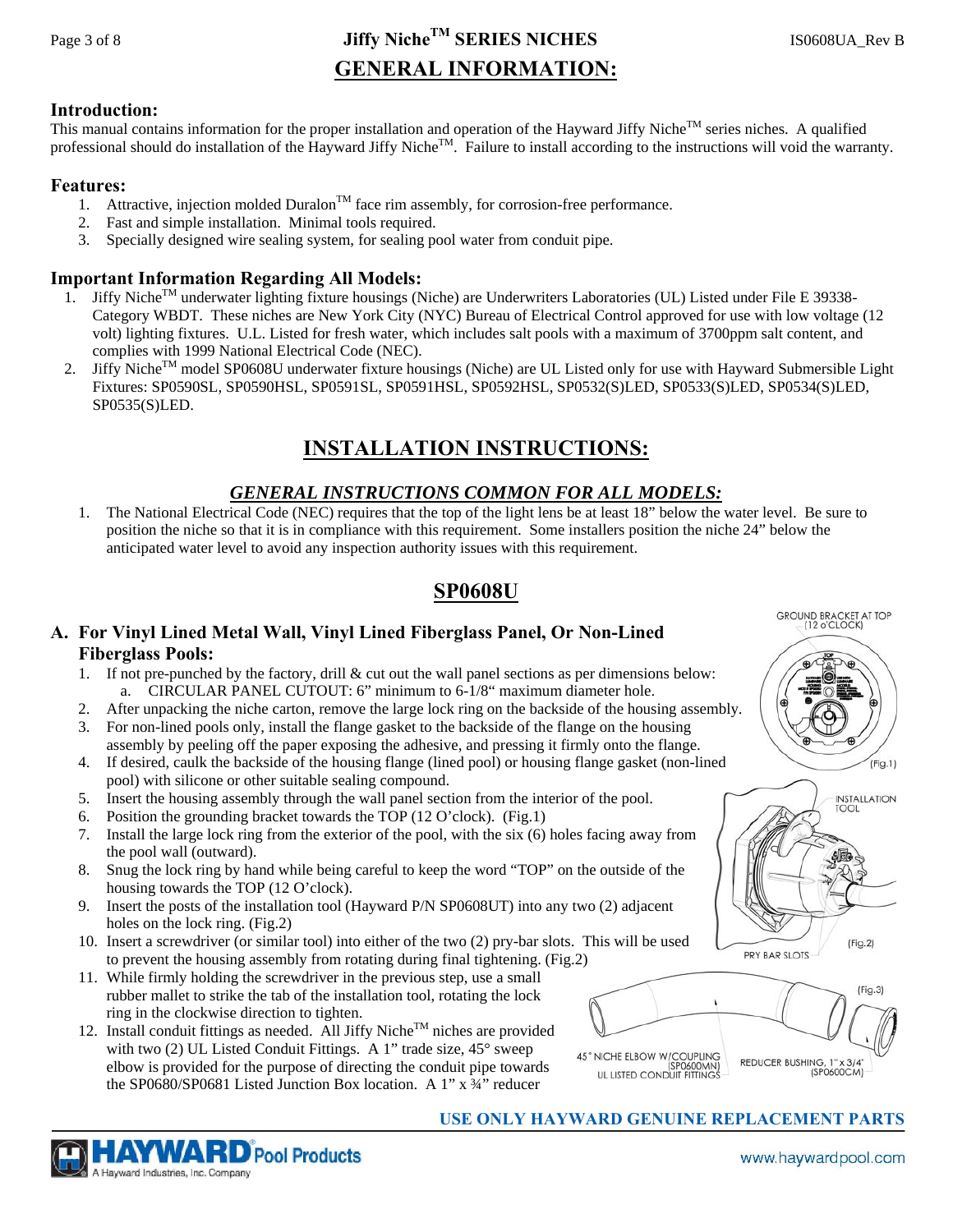# GENERAL INFORMATION:

## Introduction:

This manual contains information for the proper installation and operation of the Hayward Jiffy Niche™ series niches. A qualified professional should do installation of the Hayward Jiffy Niche™. Failure to install according to the instructions will void the warranty.

## Features:

1. Attractive, injection molded Duralon™ face rim assembly, for corrosion-free performance.
2. Fast and simple installation. Minimal tools required.
3. Specially designed wire sealing system, for sealing pool water from conduit pipe.

## Important Information Regarding All Models:

1. Jiffy Niche™ underwater lighting fixture housings (Niche) are Underwriters Laboratories (UL) Listed under File E 39338-Category WBDT. These niches are New York City (NYC) Bureau of Electrical Control approved for use with low voltage (12 volt) lighting fixtures. U.L. Listed for fresh water, which includes salt pools with a maximum of 3700ppm salt content, and complies with 1999 National Electrical Code (NEC).
2. Jiffy Niche™ model SP0608U underwater fixture housings (Niche) are UL Listed only for use with Hayward Submersible Light Fixtures: SP0590SL, SP0590HSL, SP0591SL, SP0591HSL, SP0592HSL, SP0532(S)LED, SP0533(S)LED, SP0534(S)LED, SP0535(S)LED.

# INSTALLATION INSTRUCTIONS:

### *GENERAL INSTRUCTIONS COMMON FOR ALL MODELS:*

1. The National Electrical Code (NEC) requires that the top of the light lens be at least 18" below the water level. Be sure to position the niche so that it is in compliance with this requirement. Some installers position the niche 24" below the anticipated water level to avoid any inspection authority issues with this requirement.

## SP0608U

### A. For Vinyl Lined Metal Wall, Vinyl Lined Fiberglass Panel, Or Non-Lined Fiberglass Pools:

1. If not pre-punched by the factory, drill & cut out the wall panel sections as per dimensions below:
   a. CIRCULAR PANEL CUTOUT: 6" minimum to 6-1/8" maximum diameter hole.
2. After unpacking the niche carton, remove the large lock ring on the backside of the housing assembly.
3. For non-lined pools only, install the flange gasket to the backside of the flange on the housing assembly by peeling off the paper exposing the adhesive, and pressing it firmly onto the flange.
4. If desired, caulk the backside of the housing flange (lined pool) or housing flange gasket (non-lined pool) with silicone or other suitable sealing compound.
5. Insert the housing assembly through the wall panel section from the interior of the pool.
6. Position the grounding bracket towards the TOP (12 O'clock). (Fig.1)
7. Install the large lock ring from the exterior of the pool, with the six (6) holes facing away from the pool wall (outward).
8. Snug the lock ring by hand while being careful to keep the word "TOP" on the outside of the housing towards the TOP (12 O'clock).
9. Insert the posts of the installation tool (Hayward P/N SP0608UT) into any two (2) adjacent holes on the lock ring. (Fig.2)
10. Insert a screwdriver (or similar tool) into either of the two (2) pry-bar slots. This will be used to prevent the housing assembly from rotating during final tightening. (Fig.2)
11. While firmly holding the screwdriver in the previous step, use a small rubber mallet to strike the tab of the installation tool, rotating the lock ring in the clockwise direction to tighten.
12. Install conduit fittings as needed. All Jiffy Niche™ niches are provided with two (2) UL Listed Conduit Fittings. A 1" trade size, 45° sweep elbow is provided for the purpose of directing the conduit pipe towards the SP0680/SP0681 Listed Junction Box location. A 1" x ¾" reducer

GROUND BRACKET AT TOP (12 o'CLOCK)

(Fig.1)

INSTALLATION TOOL

PRY BAR SLOTS

(Fig.2)

45° NICHE ELBOW W/COUPLING (SP0600MN) UL LISTED CONDUIT FITTINGS

REDUCER BUSHING, 1" x 3/4" (SP0600CM)

(Fig.3)

**USE ONLY HAYWARD GENUINE REPLACEMENT PARTS**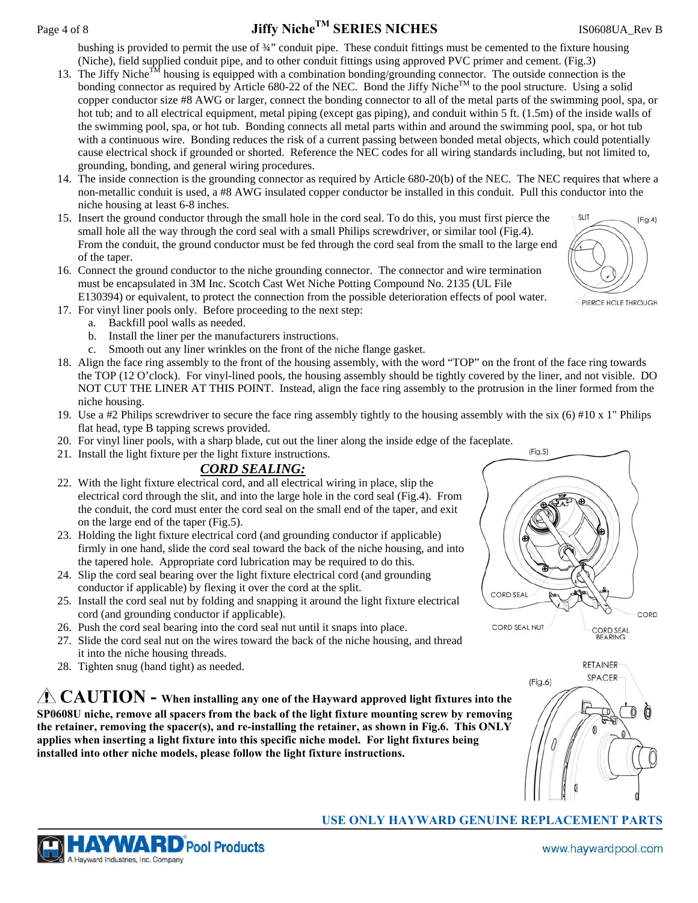bushing is provided to permit the use of ¾" conduit pipe. These conduit fittings must be cemented to the fixture housing (Niche), field supplied conduit pipe, and to other conduit fittings using approved PVC primer and cement. (Fig.3)

13. The Jiffy Niche™ housing is equipped with a combination bonding/grounding connector. The outside connection is the bonding connector as required by Article 680-22 of the NEC. Bond the Jiffy Niche™ to the pool structure. Using a solid copper conductor size #8 AWG or larger, connect the bonding connector to all of the metal parts of the swimming pool, spa, or hot tub; and to all electrical equipment, metal piping (except gas piping), and conduit within 5 ft. (1.5m) of the inside walls of the swimming pool, spa, or hot tub. Bonding connects all metal parts within and around the swimming pool, spa, or hot tub with a continuous wire. Bonding reduces the risk of a current passing between bonded metal objects, which could potentially cause electrical shock if grounded or shorted. Reference the NEC codes for all wiring standards including, but not limited to, grounding, bonding, and general wiring procedures.
14. The inside connection is the grounding connector as required by Article 680-20(b) of the NEC. The NEC requires that where a non-metallic conduit is used, a #8 AWG insulated copper conductor be installed in this conduit. Pull this conductor into the niche housing at least 6-8 inches.
15. Insert the ground conductor through the small hole in the cord seal. To do this, you must first pierce the small hole all the way through the cord seal with a small Philips screwdriver, or similar tool (Fig.4). From the conduit, the ground conductor must be fed through the cord seal from the small to the large end of the taper.
16. Connect the ground conductor to the niche grounding connector. The connector and wire termination must be encapsulated in 3M Inc. Scotch Cast Wet Niche Potting Compound No. 2135 (UL File E130394) or equivalent, to protect the connection from the possible deterioration effects of pool water.
17. For vinyl liner pools only. Before proceeding to the next step:
    a. Backfill pool walls as needed.
    b. Install the liner per the manufacturers instructions.
    c. Smooth out any liner wrinkles on the front of the niche flange gasket.
18. Align the face ring assembly to the front of the housing assembly, with the word "TOP" on the front of the face ring towards the TOP (12 O'clock). For vinyl-lined pools, the housing assembly should be tightly covered by the liner, and not visible. DO NOT CUT THE LINER AT THIS POINT. Instead, align the face ring assembly to the protrusion in the liner formed from the niche housing.
19. Use a #2 Philips screwdriver to secure the face ring assembly tightly to the housing assembly with the six (6) #10 x 1" Philips flat head, type B tapping screws provided.
20. For vinyl liner pools, with a sharp blade, cut out the liner along the inside edge of the faceplate.
21. Install the light fixture per the light fixture instructions.

(Fig.4) SLIT — PIERCE HOLE THROUGH

## *CORD SEALING:*

22. With the light fixture electrical cord, and all electrical wiring in place, slip the electrical cord through the slit, and into the large hole in the cord seal (Fig.4). From the conduit, the cord must enter the cord seal on the small end of the taper, and exit on the large end of the taper (Fig.5).
23. Holding the light fixture electrical cord (and grounding conductor if applicable) firmly in one hand, slide the cord seal toward the back of the niche housing, and into the tapered hole. Appropriate cord lubrication may be required to do this.
24. Slip the cord seal bearing over the light fixture electrical cord (and grounding conductor if applicable) by flexing it over the cord at the split.
25. Install the cord seal nut by folding and snapping it around the light fixture electrical cord (and grounding conductor if applicable).
26. Push the cord seal bearing into the cord seal nut until it snaps into place.
27. Slide the cord seal nut on the wires toward the back of the niche housing, and thread it into the niche housing threads.
28. Tighten snug (hand tight) as needed.

(Fig.5) CORD SEAL — CORD SEAL NUT — CORD SEAL BEARING — CORD

**⚠ CAUTION - When installing any one of the Hayward approved light fixtures into the SP0608U niche, remove all spacers from the back of the light fixture mounting screw by removing the retainer, removing the spacer(s), and re-installing the retainer, as shown in Fig.6. This ONLY applies when inserting a light fixture into this specific niche model. For light fixtures being installed into other niche models, please follow the light fixture instructions.**

(Fig.6) RETAINER — SPACER

**USE ONLY HAYWARD GENUINE REPLACEMENT PARTS**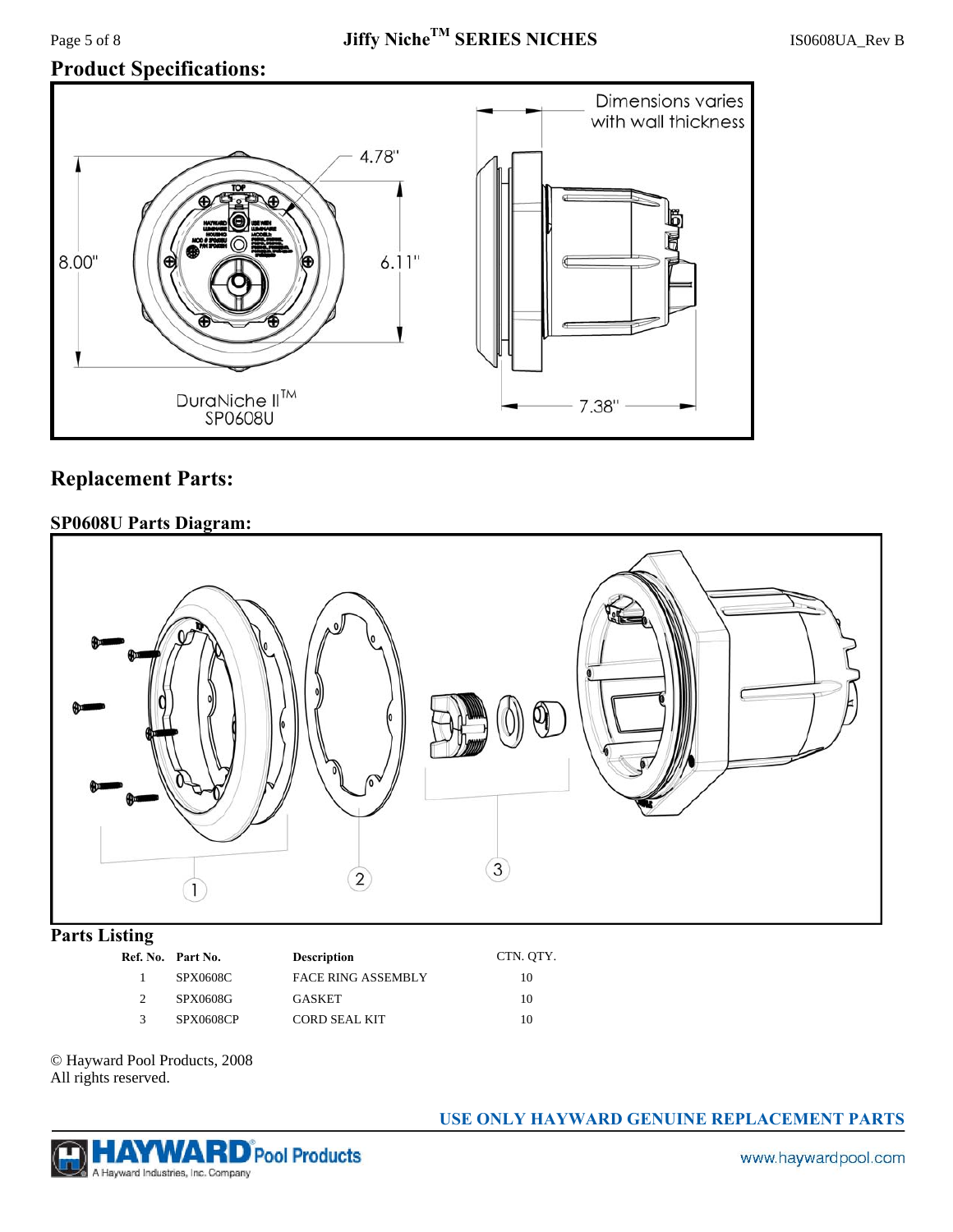## Product Specifications:

Dimensions varies with wall thickness

4.78"

8.00"

6.11"

7.38"

DuraNiche II™ SP0608U

## Replacement Parts:

### SP0608U Parts Diagram:

### Parts Listing

| Ref. No. | Part No. | Description | CTN. QTY. |
|---|---|---|---|
| 1 | SPX0608C | FACE RING ASSEMBLY | 10 |
| 2 | SPX0608G | GASKET | 10 |
| 3 | SPX0608CP | CORD SEAL KIT | 10 |

© Hayward Pool Products, 2008
All rights reserved.

**USE ONLY HAYWARD GENUINE REPLACEMENT PARTS**

HAYWARD® Pool Products
A Hayward Industries, Inc. Company

www.haywardpool.com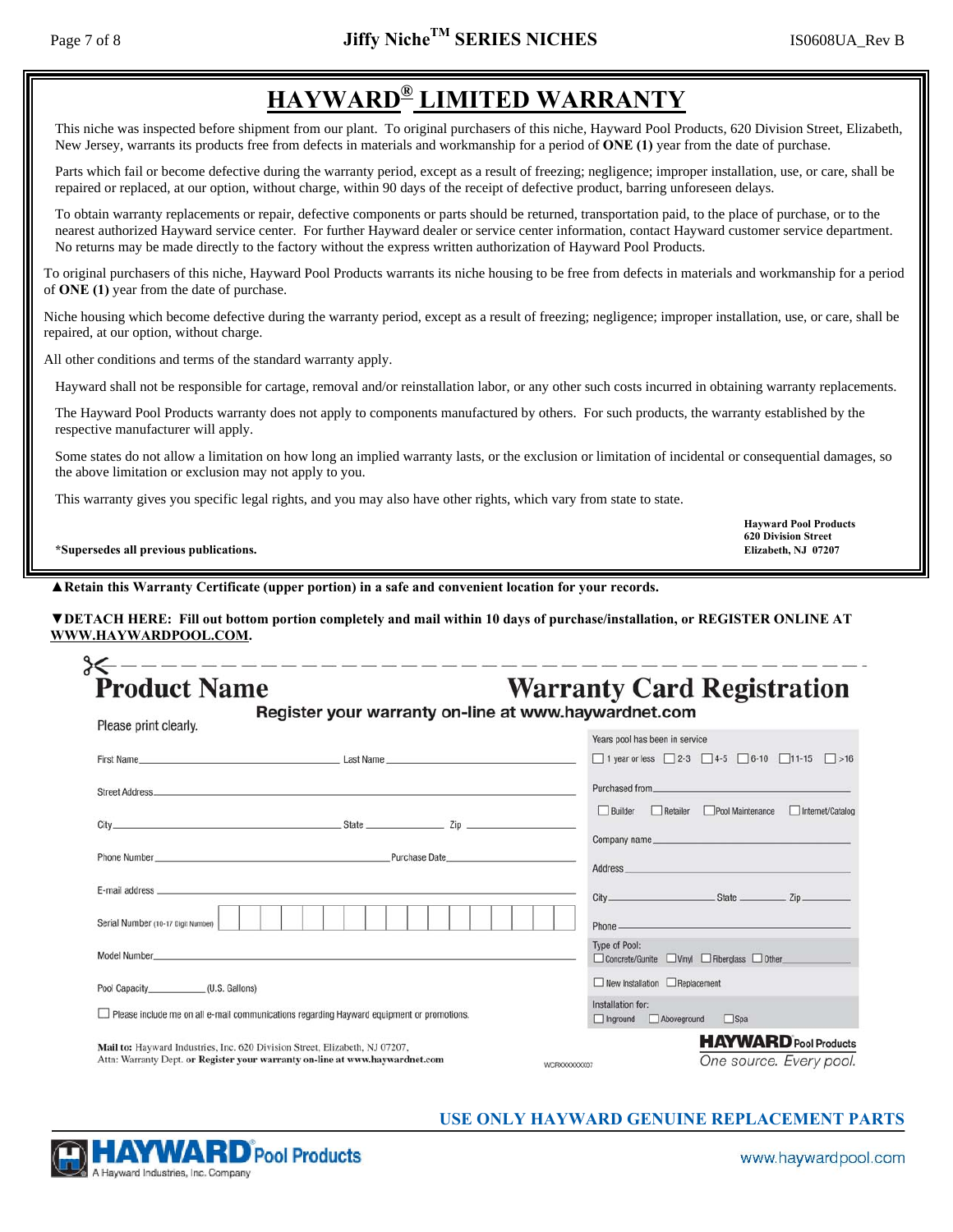# HAYWARD® LIMITED WARRANTY

This niche was inspected before shipment from our plant. To original purchasers of this niche, Hayward Pool Products, 620 Division Street, Elizabeth, New Jersey, warrants its products free from defects in materials and workmanship for a period of **ONE (1)** year from the date of purchase.

Parts which fail or become defective during the warranty period, except as a result of freezing; negligence; improper installation, use, or care, shall be repaired or replaced, at our option, without charge, within 90 days of the receipt of defective product, barring unforeseen delays.

To obtain warranty replacements or repair, defective components or parts should be returned, transportation paid, to the place of purchase, or to the nearest authorized Hayward service center. For further Hayward dealer or service center information, contact Hayward customer service department. No returns may be made directly to the factory without the express written authorization of Hayward Pool Products.

To original purchasers of this niche, Hayward Pool Products warrants its niche housing to be free from defects in materials and workmanship for a period of **ONE (1)** year from the date of purchase.

Niche housing which become defective during the warranty period, except as a result of freezing; negligence; improper installation, use, or care, shall be repaired, at our option, without charge.

All other conditions and terms of the standard warranty apply.

Hayward shall not be responsible for cartage, removal and/or reinstallation labor, or any other such costs incurred in obtaining warranty replacements.

The Hayward Pool Products warranty does not apply to components manufactured by others. For such products, the warranty established by the respective manufacturer will apply.

Some states do not allow a limitation on how long an implied warranty lasts, or the exclusion or limitation of incidental or consequential damages, so the above limitation or exclusion may not apply to you.

This warranty gives you specific legal rights, and you may also have other rights, which vary from state to state.

**\*Supersedes all previous publications.**

**Hayward Pool Products**
**620 Division Street**
**Elizabeth, NJ 07207**

**▲Retain this Warranty Certificate (upper portion) in a safe and convenient location for your records.**

**▼DETACH HERE: Fill out bottom portion completely and mail within 10 days of purchase/installation, or REGISTER ONLINE AT WWW.HAYWARDPOOL.COM.**

## Product Name — Warranty Card Registration

**Register your warranty on-line at www.haywardnet.com**

Please print clearly.

First Name ____________________ Last Name ____________________

Street Address ____________________

City ____________________ State __________ Zip __________

Phone Number ____________________ Purchase Date __________

E-mail address ____________________

Serial Number (10-17 Digit Number) [ ][ ][ ][ ][ ][ ][ ][ ][ ][ ][ ][ ][ ][ ][ ][ ][ ]

Model Number ____________________

Pool Capacity __________ (U.S. Gallons)

☐ Please include me on all e-mail communications regarding Hayward equipment or promotions.

Years pool has been in service
☐ 1 year or less ☐ 2-3 ☐ 4-5 ☐ 6-10 ☐ 11-15 ☐ >16

Purchased from ____________________
☐ Builder ☐ Retailer ☐ Pool Maintenance ☐ Internet/Catalog

Company name ____________________

Address ____________________

City __________ State __________ Zip __________

Phone ____________________

Type of Pool:
☐ Concrete/Gunite ☐ Vinyl ☐ Fiberglass ☐ Other __________

☐ New Installation ☐ Replacement

Installation for:
☐ Inground ☐ Aboveground ☐ Spa

**Mail to:** Hayward Industries, Inc. 620 Division Street, Elizabeth, NJ 07207, Attn: Warranty Dept. **or Register your warranty on-line at www.haywardnet.com**

WCRXXXXXX07

**HAYWARD** Pool Products
One source. Every pool.

**USE ONLY HAYWARD GENUINE REPLACEMENT PARTS**

HAYWARD® Pool Products
A Hayward Industries, Inc. Company

www.haywardpool.com